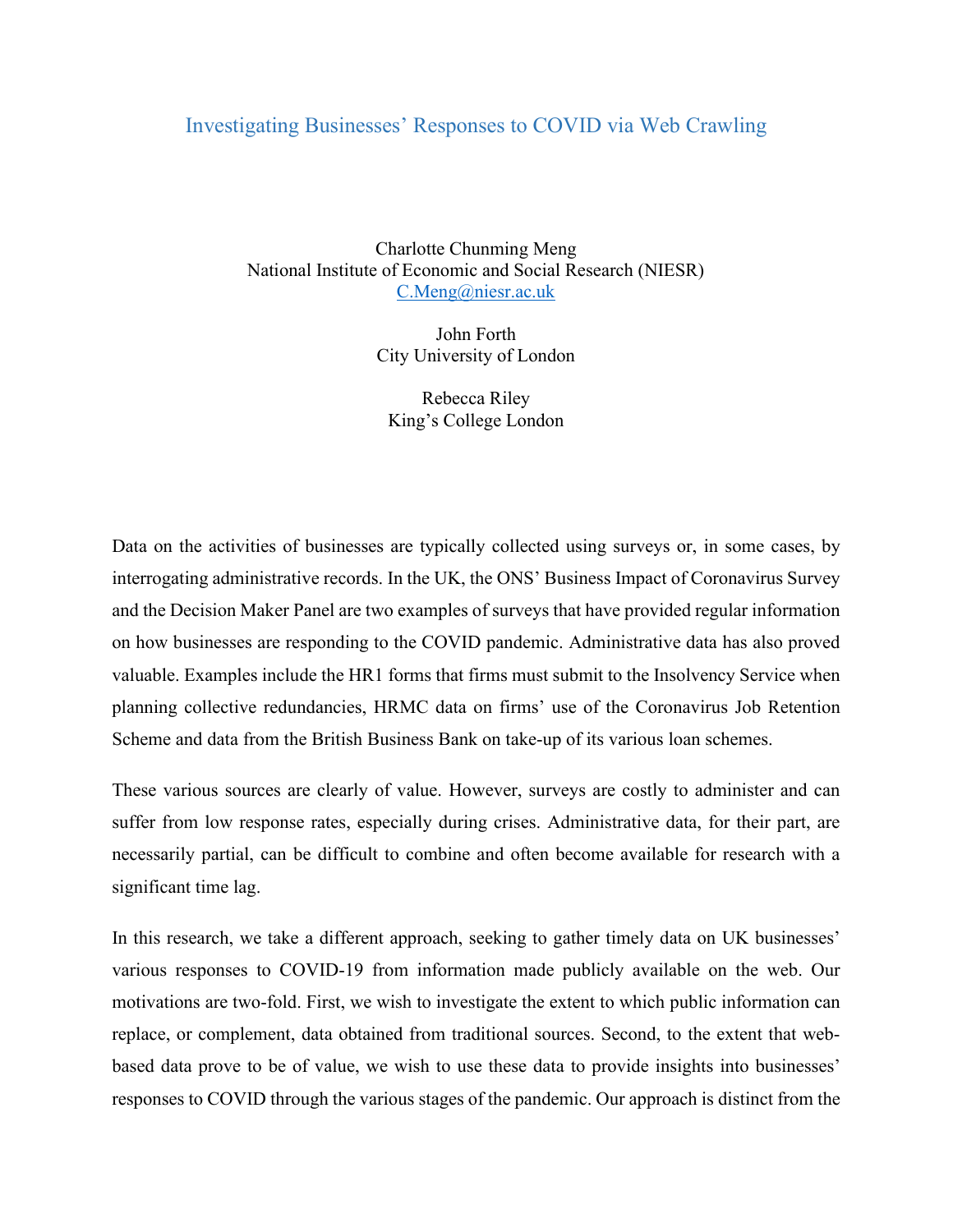# Investigating Businesses' Responses to COVID via Web Crawling

Charlotte Chunming Meng
National Institute of Economic and Social Research (NIESR)
C.Meng@niesr.ac.uk

John Forth
City University of London

Rebecca Riley
King's College London

Data on the activities of businesses are typically collected using surveys or, in some cases, by interrogating administrative records. In the UK, the ONS' Business Impact of Coronavirus Survey and the Decision Maker Panel are two examples of surveys that have provided regular information on how businesses are responding to the COVID pandemic. Administrative data has also proved valuable. Examples include the HR1 forms that firms must submit to the Insolvency Service when planning collective redundancies, HRMC data on firms' use of the Coronavirus Job Retention Scheme and data from the British Business Bank on take-up of its various loan schemes.

These various sources are clearly of value. However, surveys are costly to administer and can suffer from low response rates, especially during crises. Administrative data, for their part, are necessarily partial, can be difficult to combine and often become available for research with a significant time lag.

In this research, we take a different approach, seeking to gather timely data on UK businesses' various responses to COVID-19 from information made publicly available on the web. Our motivations are two-fold. First, we wish to investigate the extent to which public information can replace, or complement, data obtained from traditional sources. Second, to the extent that web-based data prove to be of value, we wish to use these data to provide insights into businesses' responses to COVID through the various stages of the pandemic. Our approach is distinct from the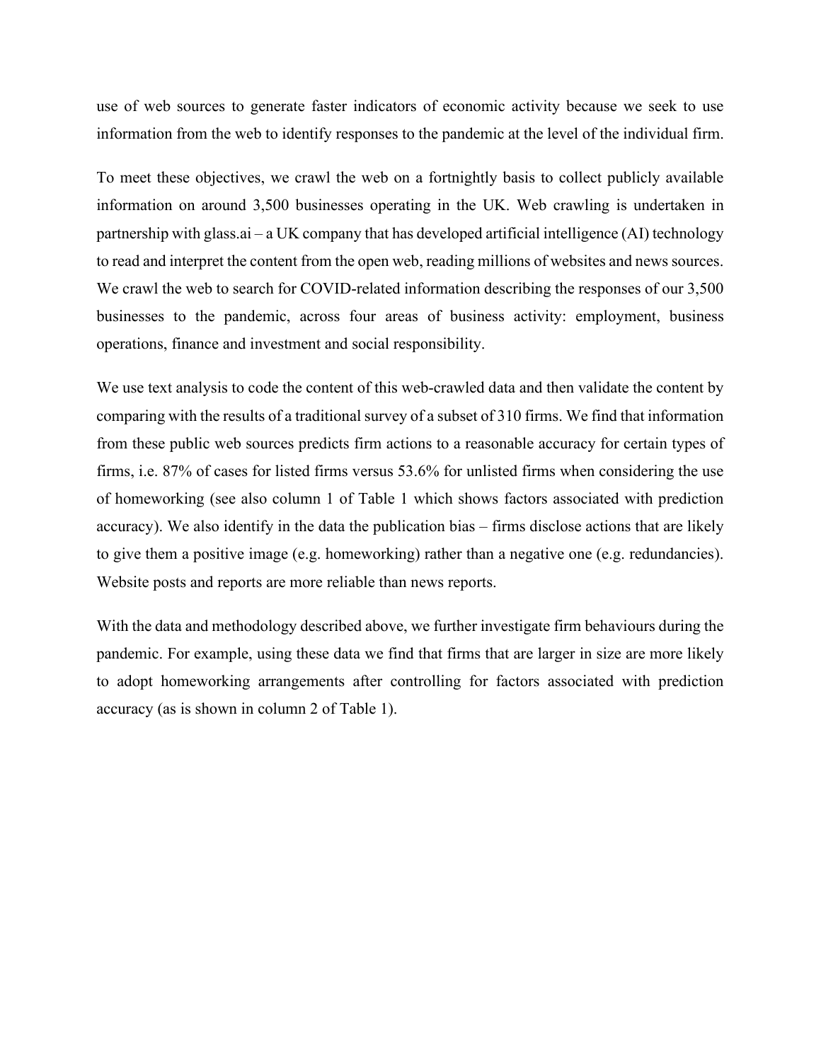use of web sources to generate faster indicators of economic activity because we seek to use information from the web to identify responses to the pandemic at the level of the individual firm.

To meet these objectives, we crawl the web on a fortnightly basis to collect publicly available information on around 3,500 businesses operating in the UK. Web crawling is undertaken in partnership with glass.ai – a UK company that has developed artificial intelligence (AI) technology to read and interpret the content from the open web, reading millions of websites and news sources. We crawl the web to search for COVID-related information describing the responses of our 3,500 businesses to the pandemic, across four areas of business activity: employment, business operations, finance and investment and social responsibility.

We use text analysis to code the content of this web-crawled data and then validate the content by comparing with the results of a traditional survey of a subset of 310 firms. We find that information from these public web sources predicts firm actions to a reasonable accuracy for certain types of firms, i.e. 87% of cases for listed firms versus 53.6% for unlisted firms when considering the use of homeworking (see also column 1 of Table 1 which shows factors associated with prediction accuracy). We also identify in the data the publication bias – firms disclose actions that are likely to give them a positive image (e.g. homeworking) rather than a negative one (e.g. redundancies). Website posts and reports are more reliable than news reports.

With the data and methodology described above, we further investigate firm behaviours during the pandemic. For example, using these data we find that firms that are larger in size are more likely to adopt homeworking arrangements after controlling for factors associated with prediction accuracy (as is shown in column 2 of Table 1).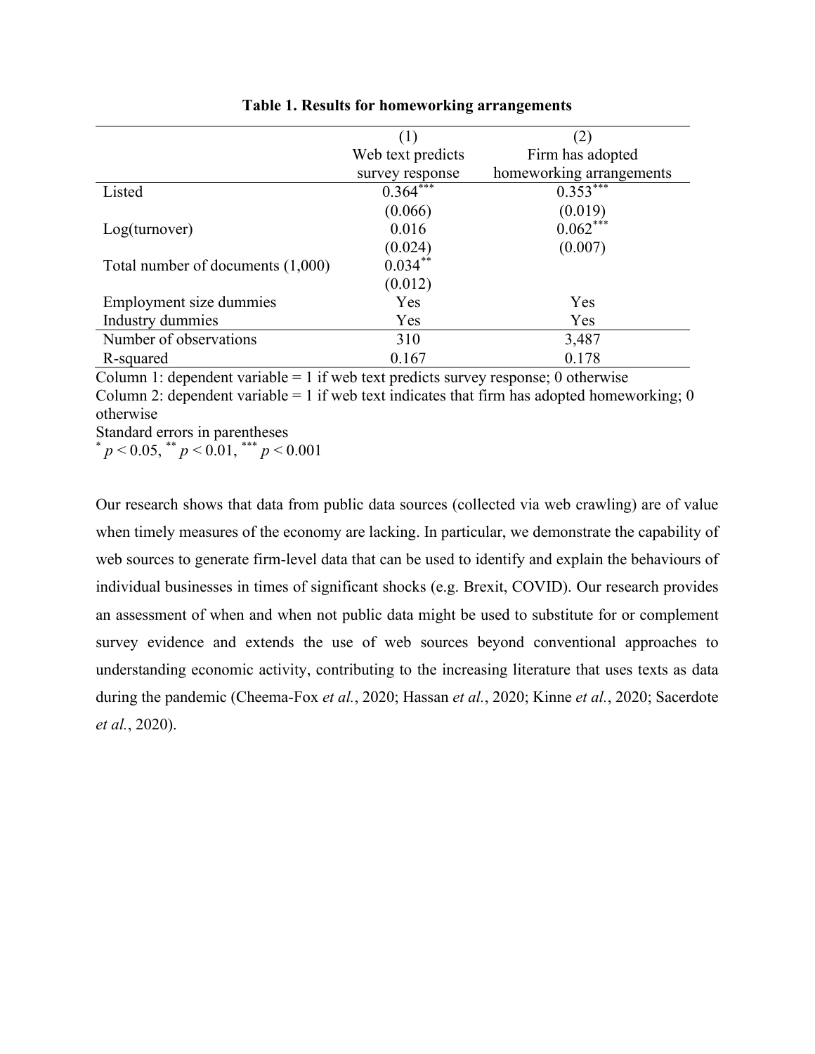**Table 1. Results for homeworking arrangements**

| | (1)<br>Web text predicts survey response | (2)<br>Firm has adopted homeworking arrangements |
|---|---|---|
| Listed | 0.364*** | 0.353*** |
| | (0.066) | (0.019) |
| Log(turnover) | 0.016 | 0.062*** |
| | (0.024) | (0.007) |
| Total number of documents (1,000) | 0.034** | |
| | (0.012) | |
| Employment size dummies | Yes | Yes |
| Industry dummies | Yes | Yes |
| Number of observations | 310 | 3,487 |
| R-squared | 0.167 | 0.178 |

Column 1: dependent variable = 1 if web text predicts survey response; 0 otherwise
Column 2: dependent variable = 1 if web text indicates that firm has adopted homeworking; 0 otherwise
Standard errors in parentheses
* $p < 0.05$, ** $p < 0.01$, *** $p < 0.001$

Our research shows that data from public data sources (collected via web crawling) are of value when timely measures of the economy are lacking. In particular, we demonstrate the capability of web sources to generate firm-level data that can be used to identify and explain the behaviours of individual businesses in times of significant shocks (e.g. Brexit, COVID). Our research provides an assessment of when and when not public data might be used to substitute for or complement survey evidence and extends the use of web sources beyond conventional approaches to understanding economic activity, contributing to the increasing literature that uses texts as data during the pandemic (Cheema-Fox *et al.*, 2020; Hassan *et al.*, 2020; Kinne *et al.*, 2020; Sacerdote *et al.*, 2020).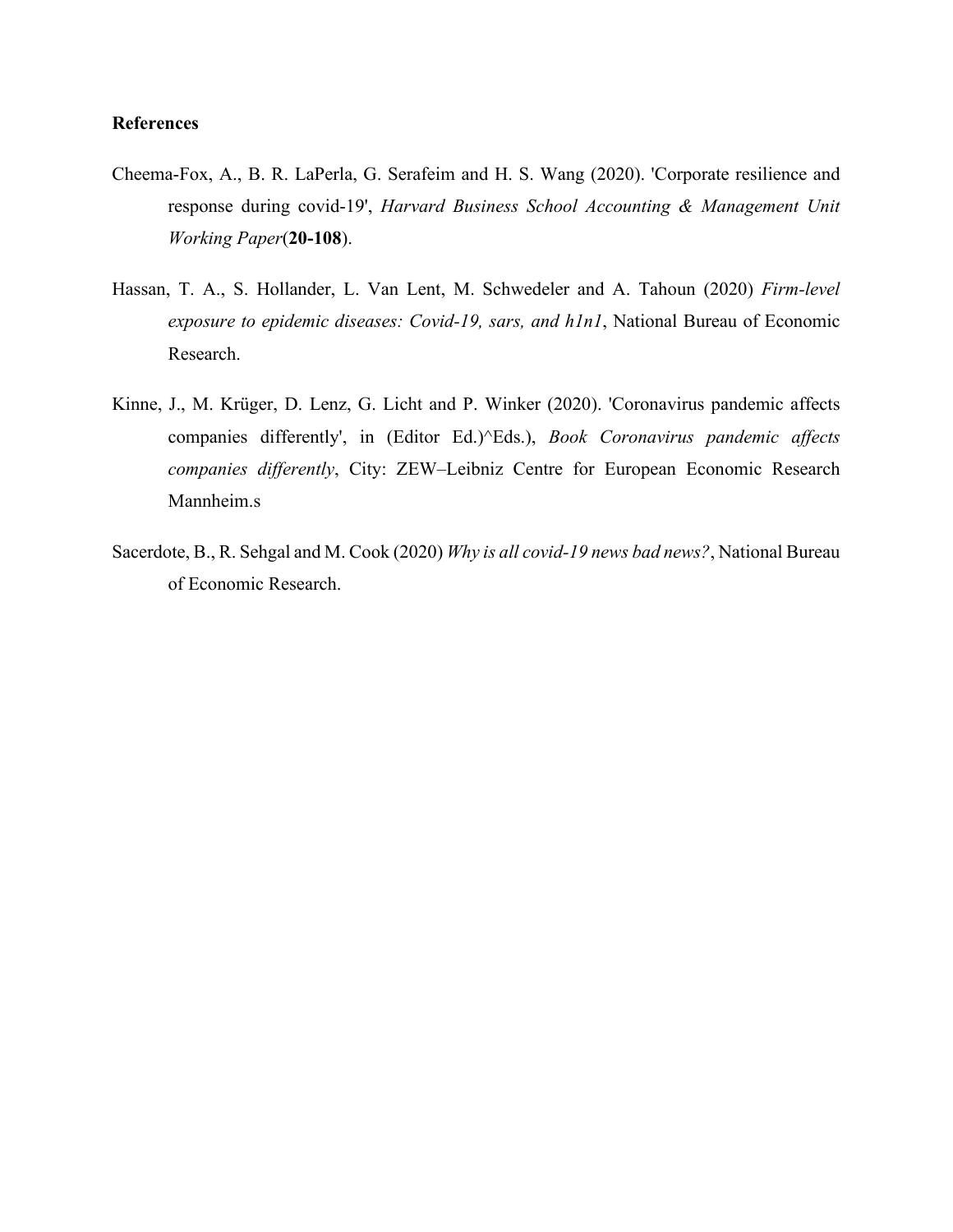**References**

Cheema-Fox, A., B. R. LaPerla, G. Serafeim and H. S. Wang (2020). 'Corporate resilience and response during covid-19', *Harvard Business School Accounting & Management Unit Working Paper*(**20-108**).

Hassan, T. A., S. Hollander, L. Van Lent, M. Schwedeler and A. Tahoun (2020) *Firm-level exposure to epidemic diseases: Covid-19, sars, and h1n1*, National Bureau of Economic Research.

Kinne, J., M. Krüger, D. Lenz, G. Licht and P. Winker (2020). 'Coronavirus pandemic affects companies differently', in (Editor Ed.)^Eds.), *Book Coronavirus pandemic affects companies differently*, City: ZEW–Leibniz Centre for European Economic Research Mannheim.s

Sacerdote, B., R. Sehgal and M. Cook (2020) *Why is all covid-19 news bad news?*, National Bureau of Economic Research.